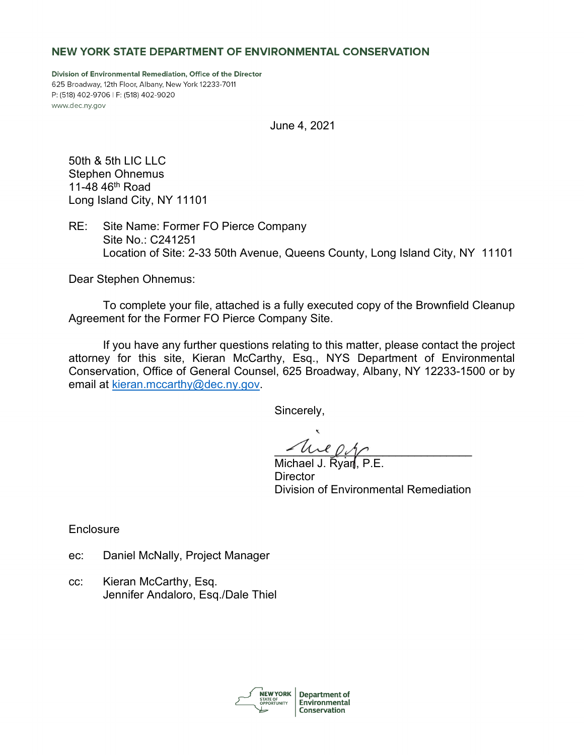**NEW YORK STATE DEPARTMENT OF ENVIRONMENTAL CONSERVATION**

**Division of Environmental Remediation, Office of the Director**
625 Broadway, 12th Floor, Albany, New York 12233-7011
P: (518) 402-9706 | F: (518) 402-9020
www.dec.ny.gov

June 4, 2021

50th & 5th LIC LLC
Stephen Ohnemus
11-48 46th Road
Long Island City, NY 11101

RE: Site Name: Former FO Pierce Company
Site No.: C241251
Location of Site: 2-33 50th Avenue, Queens County, Long Island City, NY 11101

Dear Stephen Ohnemus:

To complete your file, attached is a fully executed copy of the Brownfield Cleanup Agreement for the Former FO Pierce Company Site.

If you have any further questions relating to this matter, please contact the project attorney for this site, Kieran McCarthy, Esq., NYS Department of Environmental Conservation, Office of General Counsel, 625 Broadway, Albany, NY 12233-1500 or by email at kieran.mccarthy@dec.ny.gov.

Sincerely,

Michael J. Ryan, P.E.
Director
Division of Environmental Remediation

Enclosure

ec: Daniel McNally, Project Manager

cc: Kieran McCarthy, Esq.
Jennifer Andaloro, Esq./Dale Thiel

NEW YORK STATE OF OPPORTUNITY | Department of Environmental Conservation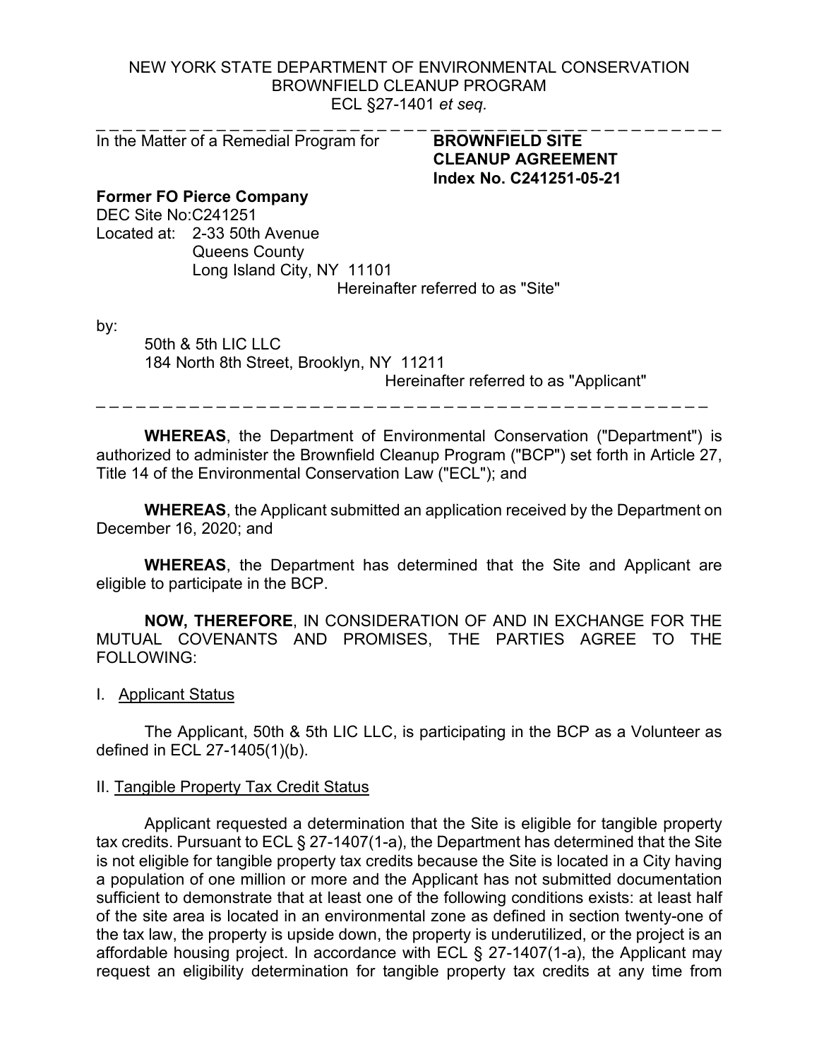NEW YORK STATE DEPARTMENT OF ENVIRONMENTAL CONSERVATION
BROWNFIELD CLEANUP PROGRAM
ECL §27-1401 *et seq.*

---

In the Matter of a Remedial Program for

**BROWNFIELD SITE CLEANUP AGREEMENT**
**Index No. C241251-05-21**

**Former FO Pierce Company**
DEC Site No:C241251
Located at: 2-33 50th Avenue
Queens County
Long Island City, NY 11101
Hereinafter referred to as "Site"

by:

50th & 5th LIC LLC
184 North 8th Street, Brooklyn, NY 11211
Hereinafter referred to as "Applicant"

---

**WHEREAS**, the Department of Environmental Conservation ("Department") is authorized to administer the Brownfield Cleanup Program ("BCP") set forth in Article 27, Title 14 of the Environmental Conservation Law ("ECL"); and

**WHEREAS**, the Applicant submitted an application received by the Department on December 16, 2020; and

**WHEREAS**, the Department has determined that the Site and Applicant are eligible to participate in the BCP.

**NOW, THEREFORE**, IN CONSIDERATION OF AND IN EXCHANGE FOR THE MUTUAL COVENANTS AND PROMISES, THE PARTIES AGREE TO THE FOLLOWING:

I. Applicant Status

The Applicant, 50th & 5th LIC LLC, is participating in the BCP as a Volunteer as defined in ECL 27-1405(1)(b).

II. Tangible Property Tax Credit Status

Applicant requested a determination that the Site is eligible for tangible property tax credits. Pursuant to ECL § 27-1407(1-a), the Department has determined that the Site is not eligible for tangible property tax credits because the Site is located in a City having a population of one million or more and the Applicant has not submitted documentation sufficient to demonstrate that at least one of the following conditions exists: at least half of the site area is located in an environmental zone as defined in section twenty-one of the tax law, the property is upside down, the property is underutilized, or the project is an affordable housing project. In accordance with ECL § 27-1407(1-a), the Applicant may request an eligibility determination for tangible property tax credits at any time from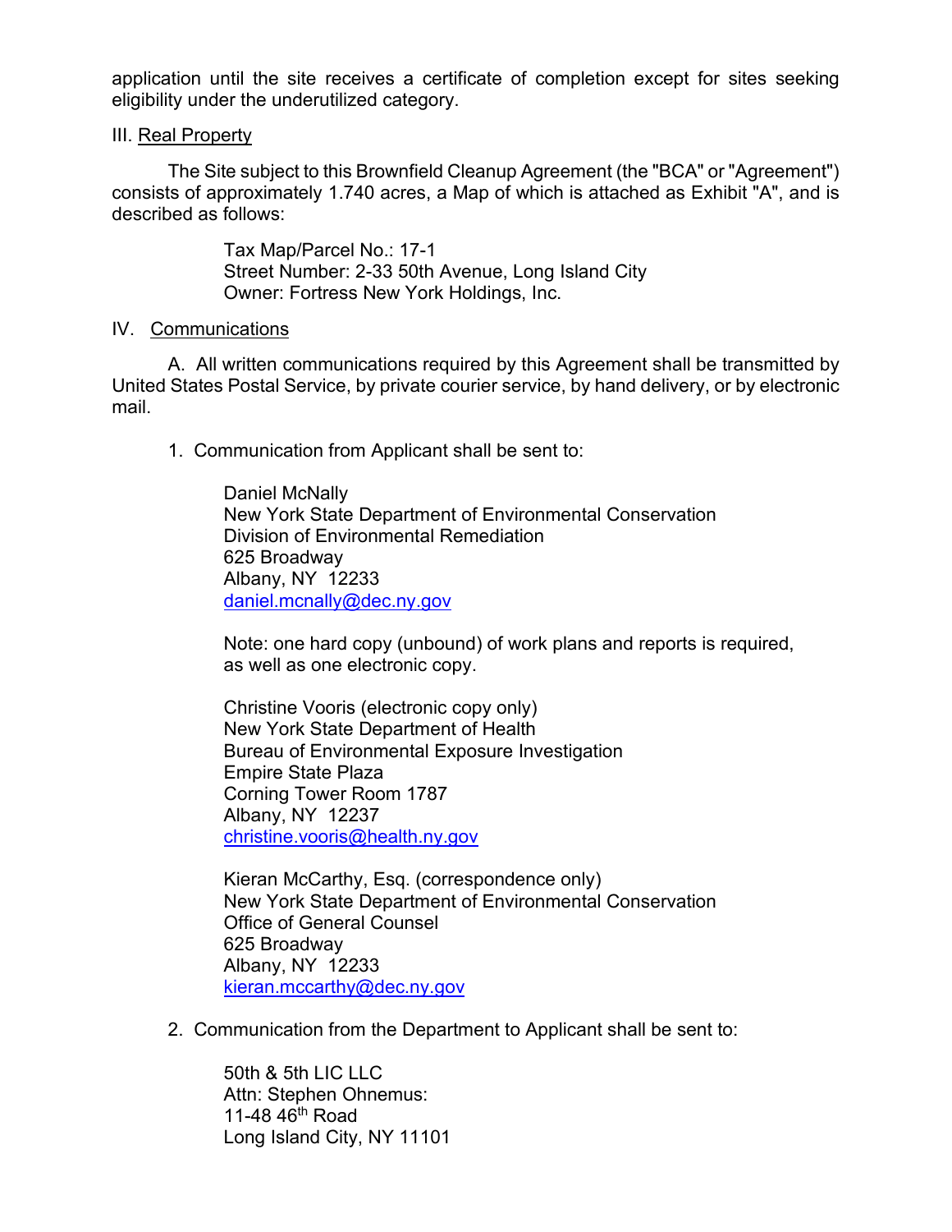application until the site receives a certificate of completion except for sites seeking eligibility under the underutilized category.

III. Real Property

The Site subject to this Brownfield Cleanup Agreement (the "BCA" or "Agreement") consists of approximately 1.740 acres, a Map of which is attached as Exhibit "A", and is described as follows:

> Tax Map/Parcel No.: 17-1
> Street Number: 2-33 50th Avenue, Long Island City
> Owner: Fortress New York Holdings, Inc.

IV. Communications

A. All written communications required by this Agreement shall be transmitted by United States Postal Service, by private courier service, by hand delivery, or by electronic mail.

1. Communication from Applicant shall be sent to:

   Daniel McNally
   New York State Department of Environmental Conservation
   Division of Environmental Remediation
   625 Broadway
   Albany, NY 12233
   daniel.mcnally@dec.ny.gov

   Note: one hard copy (unbound) of work plans and reports is required, as well as one electronic copy.

   Christine Vooris (electronic copy only)
   New York State Department of Health
   Bureau of Environmental Exposure Investigation
   Empire State Plaza
   Corning Tower Room 1787
   Albany, NY 12237
   christine.vooris@health.ny.gov

   Kieran McCarthy, Esq. (correspondence only)
   New York State Department of Environmental Conservation
   Office of General Counsel
   625 Broadway
   Albany, NY 12233
   kieran.mccarthy@dec.ny.gov

2. Communication from the Department to Applicant shall be sent to:

   50th & 5th LIC LLC
   Attn: Stephen Ohnemus:
   11-48 46th Road
   Long Island City, NY 11101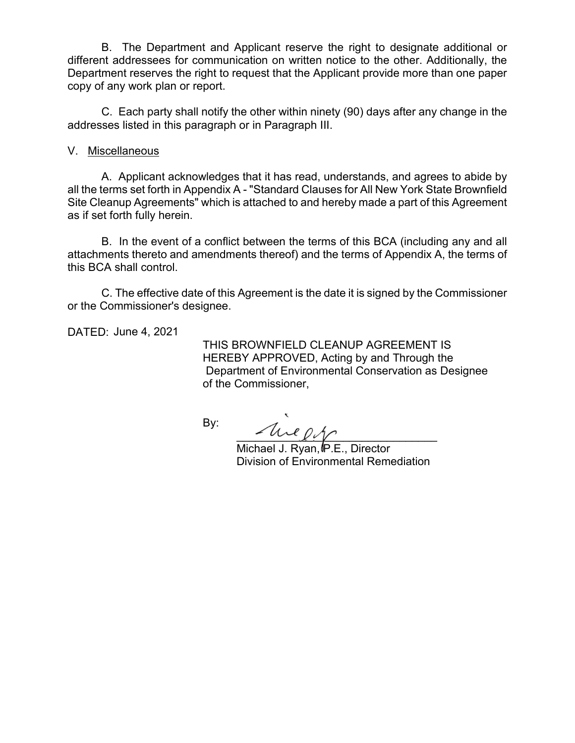B. The Department and Applicant reserve the right to designate additional or different addressees for communication on written notice to the other. Additionally, the Department reserves the right to request that the Applicant provide more than one paper copy of any work plan or report.

C. Each party shall notify the other within ninety (90) days after any change in the addresses listed in this paragraph or in Paragraph III.

V. Miscellaneous

A. Applicant acknowledges that it has read, understands, and agrees to abide by all the terms set forth in Appendix A - "Standard Clauses for All New York State Brownfield Site Cleanup Agreements" which is attached to and hereby made a part of this Agreement as if set forth fully herein.

B. In the event of a conflict between the terms of this BCA (including any and all attachments thereto and amendments thereof) and the terms of Appendix A, the terms of this BCA shall control.

C. The effective date of this Agreement is the date it is signed by the Commissioner or the Commissioner's designee.

DATED: June 4, 2021

THIS BROWNFIELD CLEANUP AGREEMENT IS HEREBY APPROVED, Acting by and Through the Department of Environmental Conservation as Designee of the Commissioner,

By: ________________________________

Michael J. Ryan, P.E., Director
Division of Environmental Remediation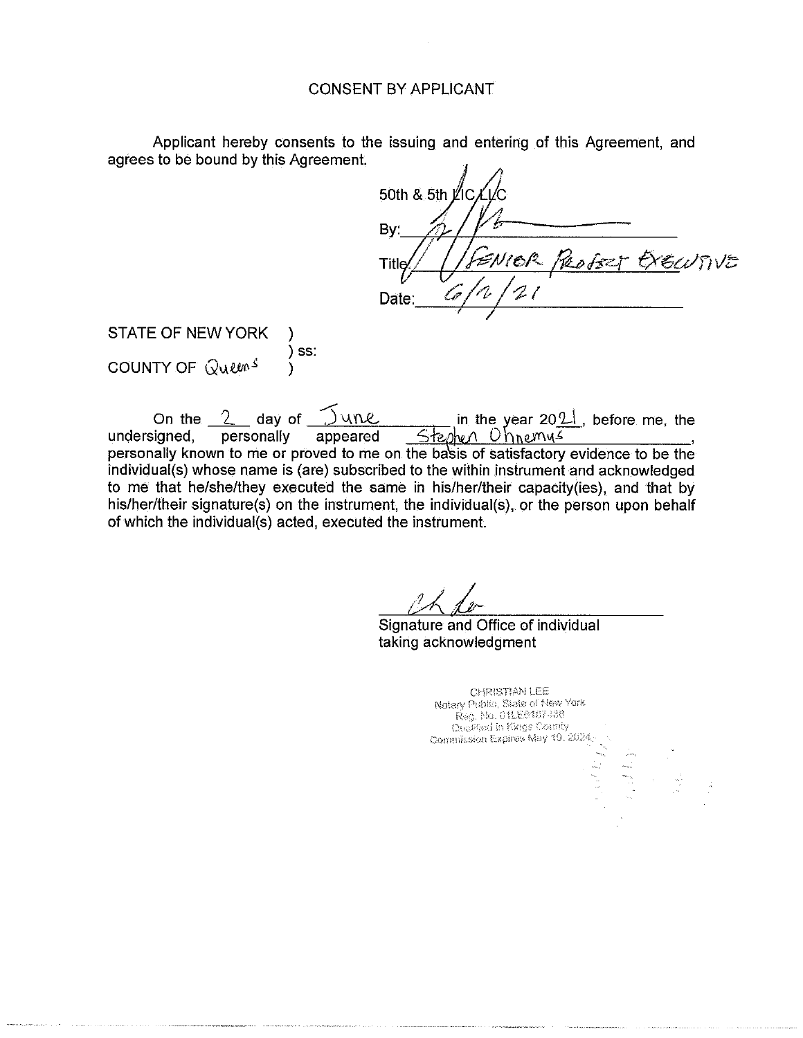# CONSENT BY APPLICANT

Applicant hereby consents to the issuing and entering of this Agreement, and agrees to be bound by this Agreement.

50th & 5th EIC LLC

By: _______________

Title: Senior Project Executive

Date: 6/2/21

STATE OF NEW YORK )
) ss:
COUNTY OF Queens )

On the 2 day of June in the year 2021, before me, the undersigned, personally appeared Stephen Ohnemus, personally known to me or proved to me on the basis of satisfactory evidence to be the individual(s) whose name is (are) subscribed to the within instrument and acknowledged to me that he/she/they executed the same in his/her/their capacity(ies), and that by his/her/their signature(s) on the instrument, the individual(s), or the person upon behalf of which the individual(s) acted, executed the instrument.

_______________
Signature and Office of individual taking acknowledgment

CHRISTIAN LEE
Notary Public, State of New York
Reg. No. 01LE6187488
Qualified in Kings County
Commission Expires May 19, 2024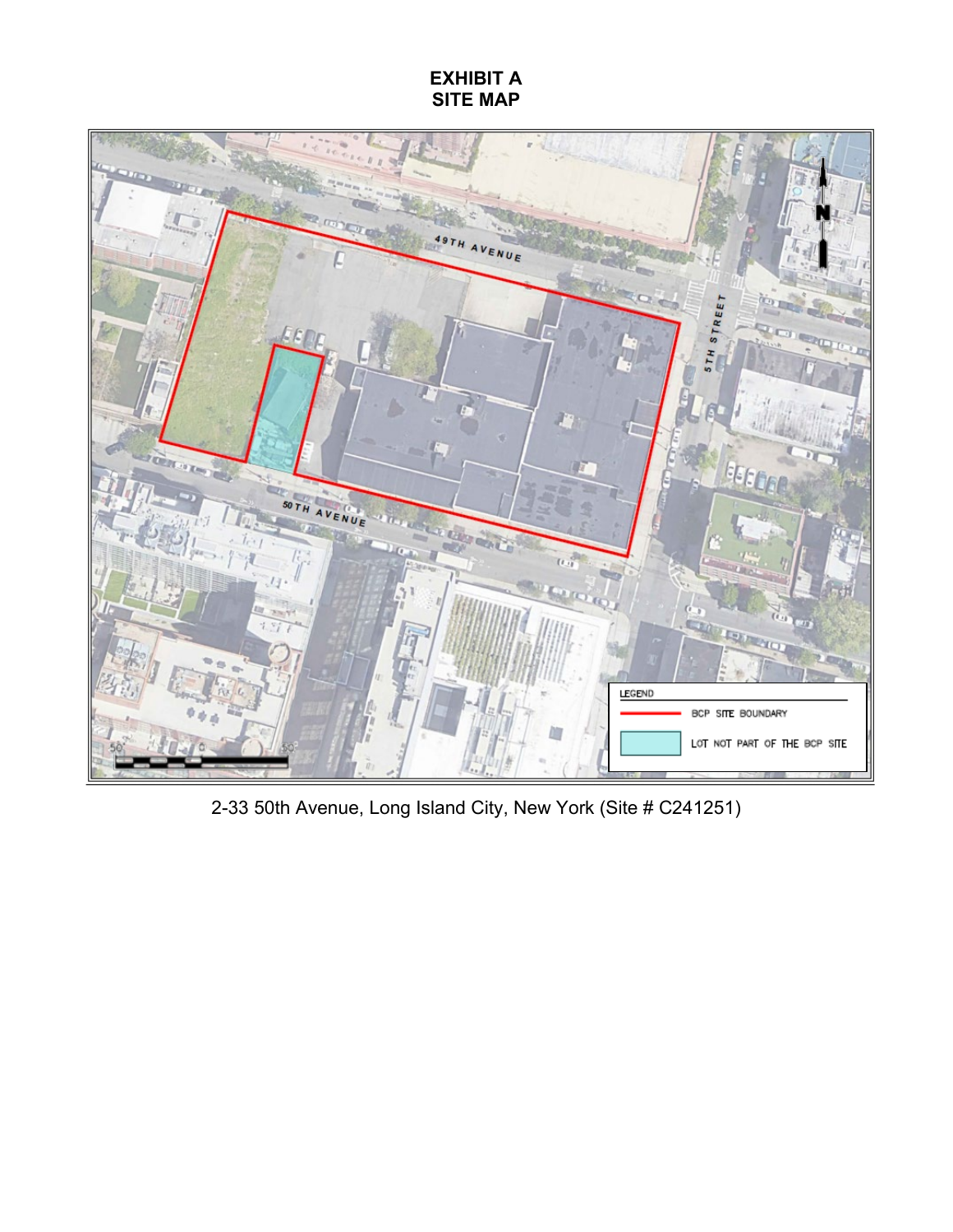# EXHIBIT A
# SITE MAP

2-33 50th Avenue, Long Island City, New York (Site # C241251)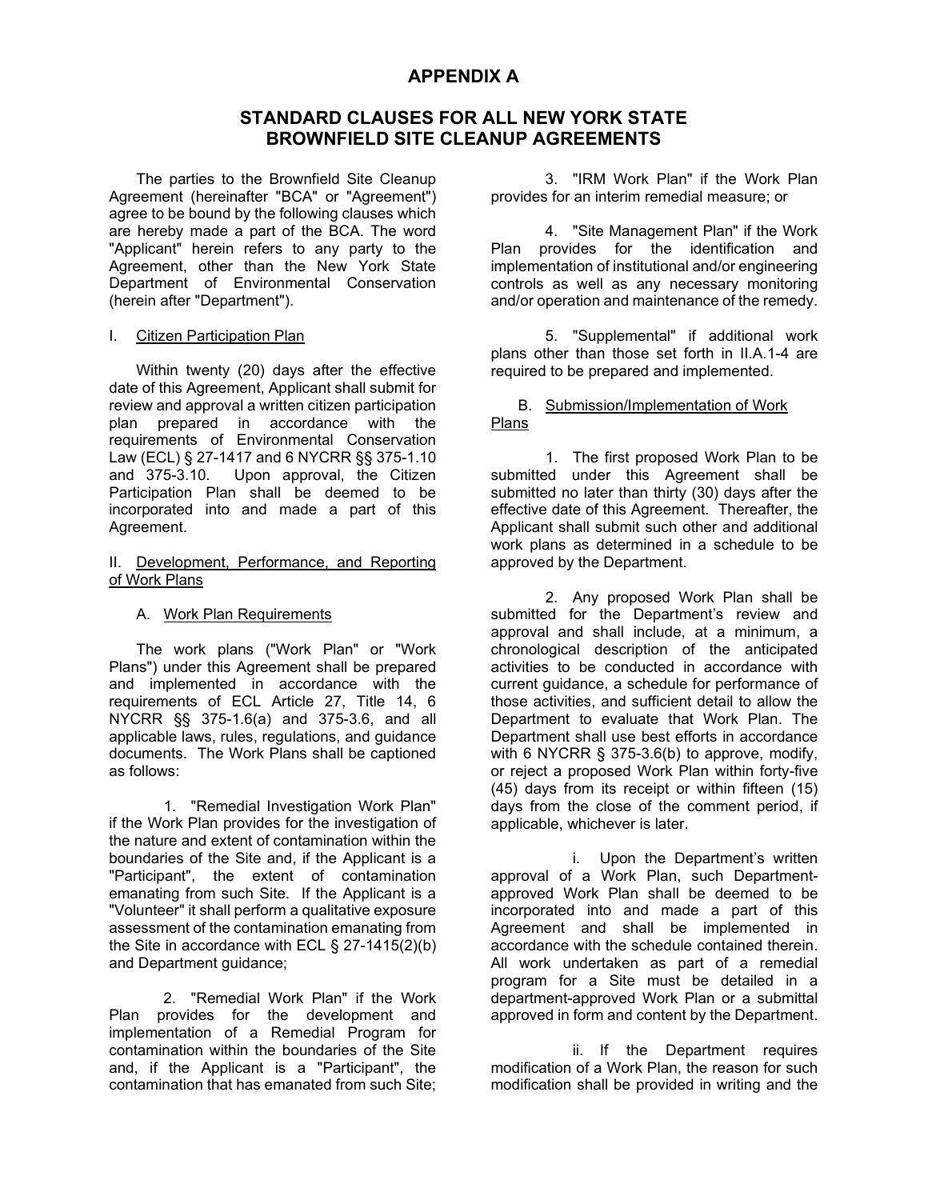# APPENDIX A

## STANDARD CLAUSES FOR ALL NEW YORK STATE BROWNFIELD SITE CLEANUP AGREEMENTS

The parties to the Brownfield Site Cleanup Agreement (hereinafter "BCA" or "Agreement") agree to be bound by the following clauses which are hereby made a part of the BCA. The word "Applicant" herein refers to any party to the Agreement, other than the New York State Department of Environmental Conservation (herein after "Department").

I. Citizen Participation Plan

Within twenty (20) days after the effective date of this Agreement, Applicant shall submit for review and approval a written citizen participation plan prepared in accordance with the requirements of Environmental Conservation Law (ECL) § 27-1417 and 6 NYCRR §§ 375-1.10 and 375-3.10. Upon approval, the Citizen Participation Plan shall be deemed to be incorporated into and made a part of this Agreement.

II. Development, Performance, and Reporting of Work Plans

A. Work Plan Requirements

The work plans ("Work Plan" or "Work Plans") under this Agreement shall be prepared and implemented in accordance with the requirements of ECL Article 27, Title 14, 6 NYCRR §§ 375-1.6(a) and 375-3.6, and all applicable laws, rules, regulations, and guidance documents. The Work Plans shall be captioned as follows:

1. "Remedial Investigation Work Plan" if the Work Plan provides for the investigation of the nature and extent of contamination within the boundaries of the Site and, if the Applicant is a "Participant", the extent of contamination emanating from such Site. If the Applicant is a "Volunteer" it shall perform a qualitative exposure assessment of the contamination emanating from the Site in accordance with ECL § 27-1415(2)(b) and Department guidance;

2. "Remedial Work Plan" if the Work Plan provides for the development and implementation of a Remedial Program for contamination within the boundaries of the Site and, if the Applicant is a "Participant", the contamination that has emanated from such Site;

3. "IRM Work Plan" if the Work Plan provides for an interim remedial measure; or

4. "Site Management Plan" if the Work Plan provides for the identification and implementation of institutional and/or engineering controls as well as any necessary monitoring and/or operation and maintenance of the remedy.

5. "Supplemental" if additional work plans other than those set forth in II.A.1-4 are required to be prepared and implemented.

B. Submission/Implementation of Work Plans

1. The first proposed Work Plan to be submitted under this Agreement shall be submitted no later than thirty (30) days after the effective date of this Agreement. Thereafter, the Applicant shall submit such other and additional work plans as determined in a schedule to be approved by the Department.

2. Any proposed Work Plan shall be submitted for the Department's review and approval and shall include, at a minimum, a chronological description of the anticipated activities to be conducted in accordance with current guidance, a schedule for performance of those activities, and sufficient detail to allow the Department to evaluate that Work Plan. The Department shall use best efforts in accordance with 6 NYCRR § 375-3.6(b) to approve, modify, or reject a proposed Work Plan within forty-five (45) days from its receipt or within fifteen (15) days from the close of the comment period, if applicable, whichever is later.

i. Upon the Department's written approval of a Work Plan, such Department-approved Work Plan shall be deemed to be incorporated into and made a part of this Agreement and shall be implemented in accordance with the schedule contained therein. All work undertaken as part of a remedial program for a Site must be detailed in a department-approved Work Plan or a submittal approved in form and content by the Department.

ii. If the Department requires modification of a Work Plan, the reason for such modification shall be provided in writing and the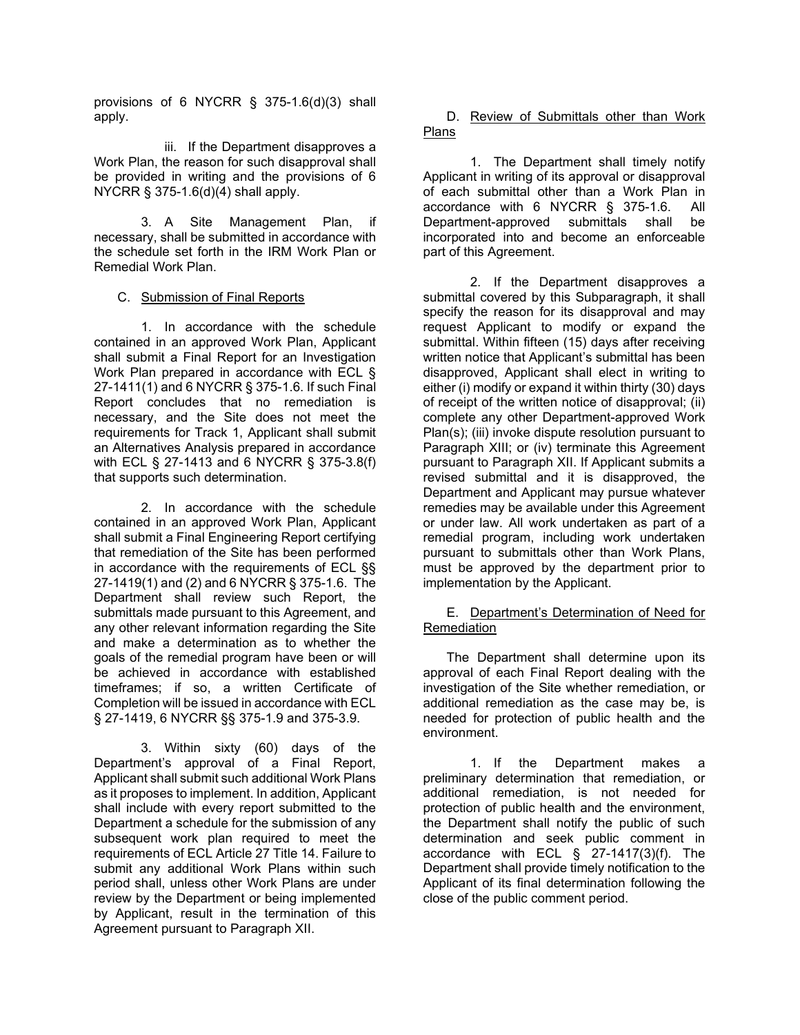provisions of 6 NYCRR § 375-1.6(d)(3) shall apply.

iii. If the Department disapproves a Work Plan, the reason for such disapproval shall be provided in writing and the provisions of 6 NYCRR § 375-1.6(d)(4) shall apply.

3. A Site Management Plan, if necessary, shall be submitted in accordance with the schedule set forth in the IRM Work Plan or Remedial Work Plan.

C. Submission of Final Reports

1. In accordance with the schedule contained in an approved Work Plan, Applicant shall submit a Final Report for an Investigation Work Plan prepared in accordance with ECL § 27-1411(1) and 6 NYCRR § 375-1.6. If such Final Report concludes that no remediation is necessary, and the Site does not meet the requirements for Track 1, Applicant shall submit an Alternatives Analysis prepared in accordance with ECL § 27-1413 and 6 NYCRR § 375-3.8(f) that supports such determination.

2. In accordance with the schedule contained in an approved Work Plan, Applicant shall submit a Final Engineering Report certifying that remediation of the Site has been performed in accordance with the requirements of ECL §§ 27-1419(1) and (2) and 6 NYCRR § 375-1.6. The Department shall review such Report, the submittals made pursuant to this Agreement, and any other relevant information regarding the Site and make a determination as to whether the goals of the remedial program have been or will be achieved in accordance with established timeframes; if so, a written Certificate of Completion will be issued in accordance with ECL § 27-1419, 6 NYCRR §§ 375-1.9 and 375-3.9.

3. Within sixty (60) days of the Department's approval of a Final Report, Applicant shall submit such additional Work Plans as it proposes to implement. In addition, Applicant shall include with every report submitted to the Department a schedule for the submission of any subsequent work plan required to meet the requirements of ECL Article 27 Title 14. Failure to submit any additional Work Plans within such period shall, unless other Work Plans are under review by the Department or being implemented by Applicant, result in the termination of this Agreement pursuant to Paragraph XII.

D. Review of Submittals other than Work Plans

1. The Department shall timely notify Applicant in writing of its approval or disapproval of each submittal other than a Work Plan in accordance with 6 NYCRR § 375-1.6. All Department-approved submittals shall be incorporated into and become an enforceable part of this Agreement.

2. If the Department disapproves a submittal covered by this Subparagraph, it shall specify the reason for its disapproval and may request Applicant to modify or expand the submittal. Within fifteen (15) days after receiving written notice that Applicant's submittal has been disapproved, Applicant shall elect in writing to either (i) modify or expand it within thirty (30) days of receipt of the written notice of disapproval; (ii) complete any other Department-approved Work Plan(s); (iii) invoke dispute resolution pursuant to Paragraph XIII; or (iv) terminate this Agreement pursuant to Paragraph XII. If Applicant submits a revised submittal and it is disapproved, the Department and Applicant may pursue whatever remedies may be available under this Agreement or under law. All work undertaken as part of a remedial program, including work undertaken pursuant to submittals other than Work Plans, must be approved by the department prior to implementation by the Applicant.

E. Department's Determination of Need for Remediation

The Department shall determine upon its approval of each Final Report dealing with the investigation of the Site whether remediation, or additional remediation as the case may be, is needed for protection of public health and the environment.

1. If the Department makes a preliminary determination that remediation, or additional remediation, is not needed for protection of public health and the environment, the Department shall notify the public of such determination and seek public comment in accordance with ECL § 27-1417(3)(f). The Department shall provide timely notification to the Applicant of its final determination following the close of the public comment period.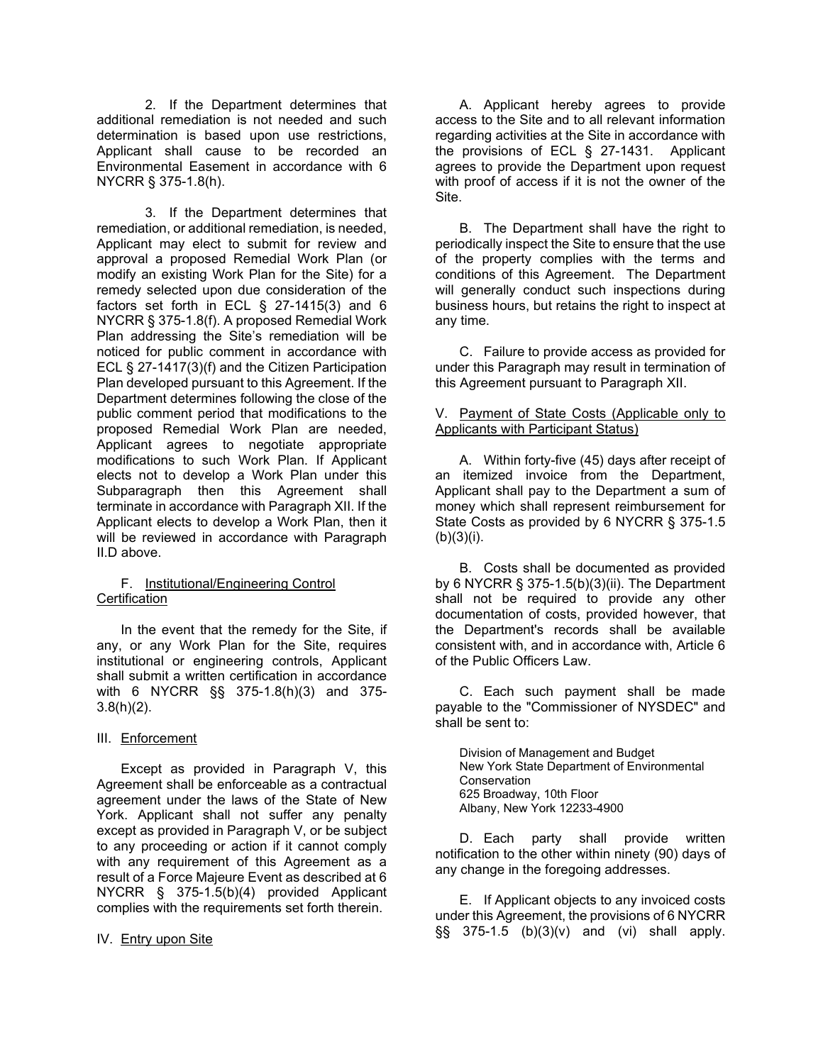2. If the Department determines that additional remediation is not needed and such determination is based upon use restrictions, Applicant shall cause to be recorded an Environmental Easement in accordance with 6 NYCRR § 375-1.8(h).

3. If the Department determines that remediation, or additional remediation, is needed, Applicant may elect to submit for review and approval a proposed Remedial Work Plan (or modify an existing Work Plan for the Site) for a remedy selected upon due consideration of the factors set forth in ECL § 27-1415(3) and 6 NYCRR § 375-1.8(f). A proposed Remedial Work Plan addressing the Site's remediation will be noticed for public comment in accordance with ECL § 27-1417(3)(f) and the Citizen Participation Plan developed pursuant to this Agreement. If the Department determines following the close of the public comment period that modifications to the proposed Remedial Work Plan are needed, Applicant agrees to negotiate appropriate modifications to such Work Plan. If Applicant elects not to develop a Work Plan under this Subparagraph then this Agreement shall terminate in accordance with Paragraph XII. If the Applicant elects to develop a Work Plan, then it will be reviewed in accordance with Paragraph II.D above.

F. Institutional/Engineering Control Certification

In the event that the remedy for the Site, if any, or any Work Plan for the Site, requires institutional or engineering controls, Applicant shall submit a written certification in accordance with 6 NYCRR §§ 375-1.8(h)(3) and 375-3.8(h)(2).

III. Enforcement

Except as provided in Paragraph V, this Agreement shall be enforceable as a contractual agreement under the laws of the State of New York. Applicant shall not suffer any penalty except as provided in Paragraph V, or be subject to any proceeding or action if it cannot comply with any requirement of this Agreement as a result of a Force Majeure Event as described at 6 NYCRR § 375-1.5(b)(4) provided Applicant complies with the requirements set forth therein.

IV. Entry upon Site

A. Applicant hereby agrees to provide access to the Site and to all relevant information regarding activities at the Site in accordance with the provisions of ECL § 27-1431. Applicant agrees to provide the Department upon request with proof of access if it is not the owner of the Site.

B. The Department shall have the right to periodically inspect the Site to ensure that the use of the property complies with the terms and conditions of this Agreement. The Department will generally conduct such inspections during business hours, but retains the right to inspect at any time.

C. Failure to provide access as provided for under this Paragraph may result in termination of this Agreement pursuant to Paragraph XII.

V. Payment of State Costs (Applicable only to Applicants with Participant Status)

A. Within forty-five (45) days after receipt of an itemized invoice from the Department, Applicant shall pay to the Department a sum of money which shall represent reimbursement for State Costs as provided by 6 NYCRR § 375-1.5 (b)(3)(i).

B. Costs shall be documented as provided by 6 NYCRR § 375-1.5(b)(3)(ii). The Department shall not be required to provide any other documentation of costs, provided however, that the Department's records shall be available consistent with, and in accordance with, Article 6 of the Public Officers Law.

C. Each such payment shall be made payable to the "Commissioner of NYSDEC" and shall be sent to:

Division of Management and Budget
New York State Department of Environmental Conservation
625 Broadway, 10th Floor
Albany, New York 12233-4900

D. Each party shall provide written notification to the other within ninety (90) days of any change in the foregoing addresses.

E. If Applicant objects to any invoiced costs under this Agreement, the provisions of 6 NYCRR §§ 375-1.5 (b)(3)(v) and (vi) shall apply.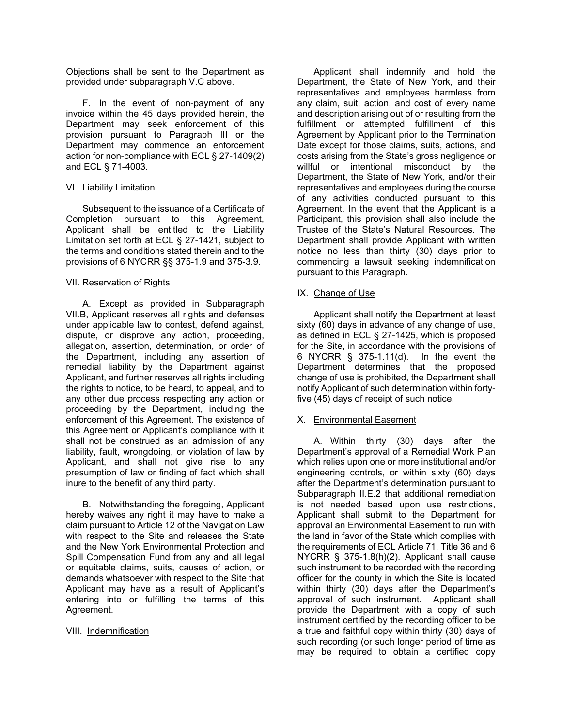Objections shall be sent to the Department as provided under subparagraph V.C above.

F. In the event of non-payment of any invoice within the 45 days provided herein, the Department may seek enforcement of this provision pursuant to Paragraph III or the Department may commence an enforcement action for non-compliance with ECL § 27-1409(2) and ECL § 71-4003.

## VI. Liability Limitation

Subsequent to the issuance of a Certificate of Completion pursuant to this Agreement, Applicant shall be entitled to the Liability Limitation set forth at ECL § 27-1421, subject to the terms and conditions stated therein and to the provisions of 6 NYCRR §§ 375-1.9 and 375-3.9.

## VII. Reservation of Rights

A. Except as provided in Subparagraph VII.B, Applicant reserves all rights and defenses under applicable law to contest, defend against, dispute, or disprove any action, proceeding, allegation, assertion, determination, or order of the Department, including any assertion of remedial liability by the Department against Applicant, and further reserves all rights including the rights to notice, to be heard, to appeal, and to any other due process respecting any action or proceeding by the Department, including the enforcement of this Agreement. The existence of this Agreement or Applicant's compliance with it shall not be construed as an admission of any liability, fault, wrongdoing, or violation of law by Applicant, and shall not give rise to any presumption of law or finding of fact which shall inure to the benefit of any third party.

B. Notwithstanding the foregoing, Applicant hereby waives any right it may have to make a claim pursuant to Article 12 of the Navigation Law with respect to the Site and releases the State and the New York Environmental Protection and Spill Compensation Fund from any and all legal or equitable claims, suits, causes of action, or demands whatsoever with respect to the Site that Applicant may have as a result of Applicant's entering into or fulfilling the terms of this Agreement.

## VIII. Indemnification

Applicant shall indemnify and hold the Department, the State of New York, and their representatives and employees harmless from any claim, suit, action, and cost of every name and description arising out of or resulting from the fulfillment or attempted fulfillment of this Agreement by Applicant prior to the Termination Date except for those claims, suits, actions, and costs arising from the State's gross negligence or willful or intentional misconduct by the Department, the State of New York, and/or their representatives and employees during the course of any activities conducted pursuant to this Agreement. In the event that the Applicant is a Participant, this provision shall also include the Trustee of the State's Natural Resources. The Department shall provide Applicant with written notice no less than thirty (30) days prior to commencing a lawsuit seeking indemnification pursuant to this Paragraph.

## IX. Change of Use

Applicant shall notify the Department at least sixty (60) days in advance of any change of use, as defined in ECL § 27-1425, which is proposed for the Site, in accordance with the provisions of 6 NYCRR § 375-1.11(d). In the event the Department determines that the proposed change of use is prohibited, the Department shall notify Applicant of such determination within forty-five (45) days of receipt of such notice.

## X. Environmental Easement

A. Within thirty (30) days after the Department's approval of a Remedial Work Plan which relies upon one or more institutional and/or engineering controls, or within sixty (60) days after the Department's determination pursuant to Subparagraph II.E.2 that additional remediation is not needed based upon use restrictions, Applicant shall submit to the Department for approval an Environmental Easement to run with the land in favor of the State which complies with the requirements of ECL Article 71, Title 36 and 6 NYCRR § 375-1.8(h)(2). Applicant shall cause such instrument to be recorded with the recording officer for the county in which the Site is located within thirty (30) days after the Department's approval of such instrument. Applicant shall provide the Department with a copy of such instrument certified by the recording officer to be a true and faithful copy within thirty (30) days of such recording (or such longer period of time as may be required to obtain a certified copy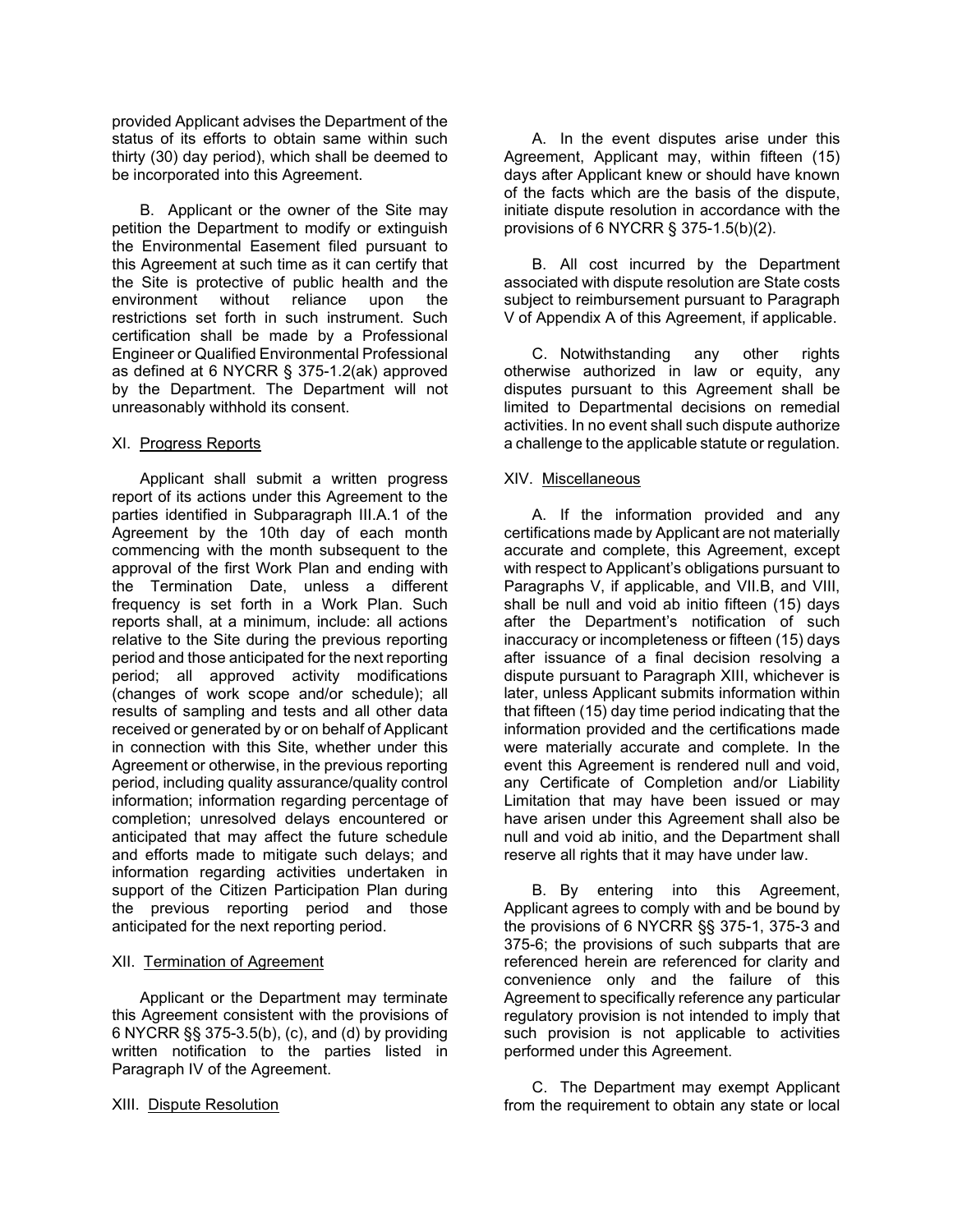provided Applicant advises the Department of the status of its efforts to obtain same within such thirty (30) day period), which shall be deemed to be incorporated into this Agreement.

B. Applicant or the owner of the Site may petition the Department to modify or extinguish the Environmental Easement filed pursuant to this Agreement at such time as it can certify that the Site is protective of public health and the environment without reliance upon the restrictions set forth in such instrument. Such certification shall be made by a Professional Engineer or Qualified Environmental Professional as defined at 6 NYCRR § 375-1.2(ak) approved by the Department. The Department will not unreasonably withhold its consent.

XI. Progress Reports

Applicant shall submit a written progress report of its actions under this Agreement to the parties identified in Subparagraph III.A.1 of the Agreement by the 10th day of each month commencing with the month subsequent to the approval of the first Work Plan and ending with the Termination Date, unless a different frequency is set forth in a Work Plan. Such reports shall, at a minimum, include: all actions relative to the Site during the previous reporting period and those anticipated for the next reporting period; all approved activity modifications (changes of work scope and/or schedule); all results of sampling and tests and all other data received or generated by or on behalf of Applicant in connection with this Site, whether under this Agreement or otherwise, in the previous reporting period, including quality assurance/quality control information; information regarding percentage of completion; unresolved delays encountered or anticipated that may affect the future schedule and efforts made to mitigate such delays; and information regarding activities undertaken in support of the Citizen Participation Plan during the previous reporting period and those anticipated for the next reporting period.

XII. Termination of Agreement

Applicant or the Department may terminate this Agreement consistent with the provisions of 6 NYCRR §§ 375-3.5(b), (c), and (d) by providing written notification to the parties listed in Paragraph IV of the Agreement.

XIII. Dispute Resolution

A. In the event disputes arise under this Agreement, Applicant may, within fifteen (15) days after Applicant knew or should have known of the facts which are the basis of the dispute, initiate dispute resolution in accordance with the provisions of 6 NYCRR § 375-1.5(b)(2).

B. All cost incurred by the Department associated with dispute resolution are State costs subject to reimbursement pursuant to Paragraph V of Appendix A of this Agreement, if applicable.

C. Notwithstanding any other rights otherwise authorized in law or equity, any disputes pursuant to this Agreement shall be limited to Departmental decisions on remedial activities. In no event shall such dispute authorize a challenge to the applicable statute or regulation.

XIV. Miscellaneous

A. If the information provided and any certifications made by Applicant are not materially accurate and complete, this Agreement, except with respect to Applicant's obligations pursuant to Paragraphs V, if applicable, and VII.B, and VIII, shall be null and void ab initio fifteen (15) days after the Department's notification of such inaccuracy or incompleteness or fifteen (15) days after issuance of a final decision resolving a dispute pursuant to Paragraph XIII, whichever is later, unless Applicant submits information within that fifteen (15) day time period indicating that the information provided and the certifications made were materially accurate and complete. In the event this Agreement is rendered null and void, any Certificate of Completion and/or Liability Limitation that may have been issued or may have arisen under this Agreement shall also be null and void ab initio, and the Department shall reserve all rights that it may have under law.

B. By entering into this Agreement, Applicant agrees to comply with and be bound by the provisions of 6 NYCRR §§ 375-1, 375-3 and 375-6; the provisions of such subparts that are referenced herein are referenced for clarity and convenience only and the failure of this Agreement to specifically reference any particular regulatory provision is not intended to imply that such provision is not applicable to activities performed under this Agreement.

C. The Department may exempt Applicant from the requirement to obtain any state or local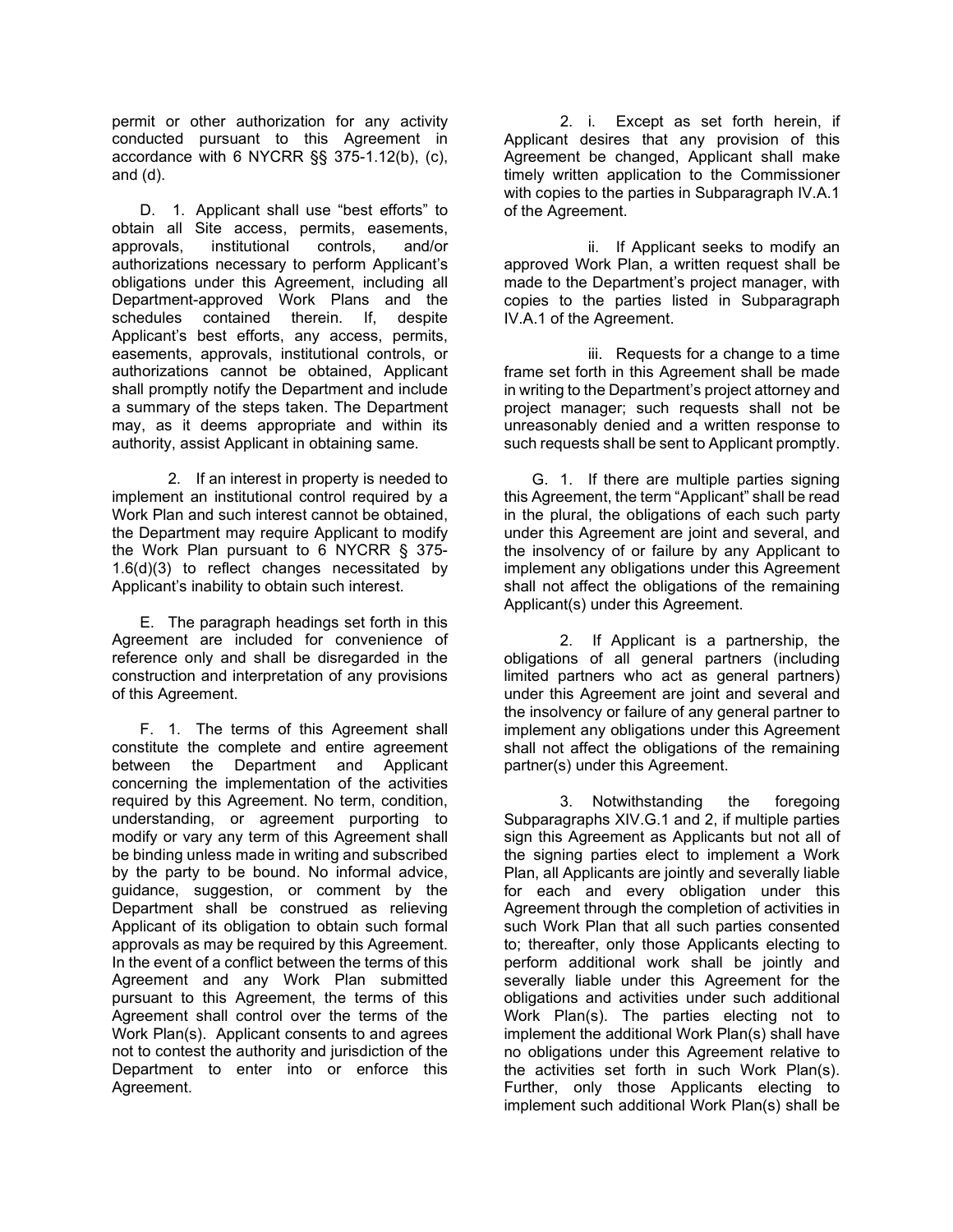permit or other authorization for any activity conducted pursuant to this Agreement in accordance with 6 NYCRR §§ 375-1.12(b), (c), and (d).

D. 1. Applicant shall use "best efforts" to obtain all Site access, permits, easements, approvals, institutional controls, and/or authorizations necessary to perform Applicant's obligations under this Agreement, including all Department-approved Work Plans and the schedules contained therein. If, despite Applicant's best efforts, any access, permits, easements, approvals, institutional controls, or authorizations cannot be obtained, Applicant shall promptly notify the Department and include a summary of the steps taken. The Department may, as it deems appropriate and within its authority, assist Applicant in obtaining same.

2. If an interest in property is needed to implement an institutional control required by a Work Plan and such interest cannot be obtained, the Department may require Applicant to modify the Work Plan pursuant to 6 NYCRR § 375-1.6(d)(3) to reflect changes necessitated by Applicant's inability to obtain such interest.

E. The paragraph headings set forth in this Agreement are included for convenience of reference only and shall be disregarded in the construction and interpretation of any provisions of this Agreement.

F. 1. The terms of this Agreement shall constitute the complete and entire agreement between the Department and Applicant concerning the implementation of the activities required by this Agreement. No term, condition, understanding, or agreement purporting to modify or vary any term of this Agreement shall be binding unless made in writing and subscribed by the party to be bound. No informal advice, guidance, suggestion, or comment by the Department shall be construed as relieving Applicant of its obligation to obtain such formal approvals as may be required by this Agreement. In the event of a conflict between the terms of this Agreement and any Work Plan submitted pursuant to this Agreement, the terms of this Agreement shall control over the terms of the Work Plan(s). Applicant consents to and agrees not to contest the authority and jurisdiction of the Department to enter into or enforce this Agreement.

2. i. Except as set forth herein, if Applicant desires that any provision of this Agreement be changed, Applicant shall make timely written application to the Commissioner with copies to the parties in Subparagraph IV.A.1 of the Agreement.

ii. If Applicant seeks to modify an approved Work Plan, a written request shall be made to the Department's project manager, with copies to the parties listed in Subparagraph IV.A.1 of the Agreement.

iii. Requests for a change to a time frame set forth in this Agreement shall be made in writing to the Department's project attorney and project manager; such requests shall not be unreasonably denied and a written response to such requests shall be sent to Applicant promptly.

G. 1. If there are multiple parties signing this Agreement, the term "Applicant" shall be read in the plural, the obligations of each such party under this Agreement are joint and several, and the insolvency of or failure by any Applicant to implement any obligations under this Agreement shall not affect the obligations of the remaining Applicant(s) under this Agreement.

2. If Applicant is a partnership, the obligations of all general partners (including limited partners who act as general partners) under this Agreement are joint and several and the insolvency or failure of any general partner to implement any obligations under this Agreement shall not affect the obligations of the remaining partner(s) under this Agreement.

3. Notwithstanding the foregoing Subparagraphs XIV.G.1 and 2, if multiple parties sign this Agreement as Applicants but not all of the signing parties elect to implement a Work Plan, all Applicants are jointly and severally liable for each and every obligation under this Agreement through the completion of activities in such Work Plan that all such parties consented to; thereafter, only those Applicants electing to perform additional work shall be jointly and severally liable under this Agreement for the obligations and activities under such additional Work Plan(s). The parties electing not to implement the additional Work Plan(s) shall have no obligations under this Agreement relative to the activities set forth in such Work Plan(s). Further, only those Applicants electing to implement such additional Work Plan(s) shall be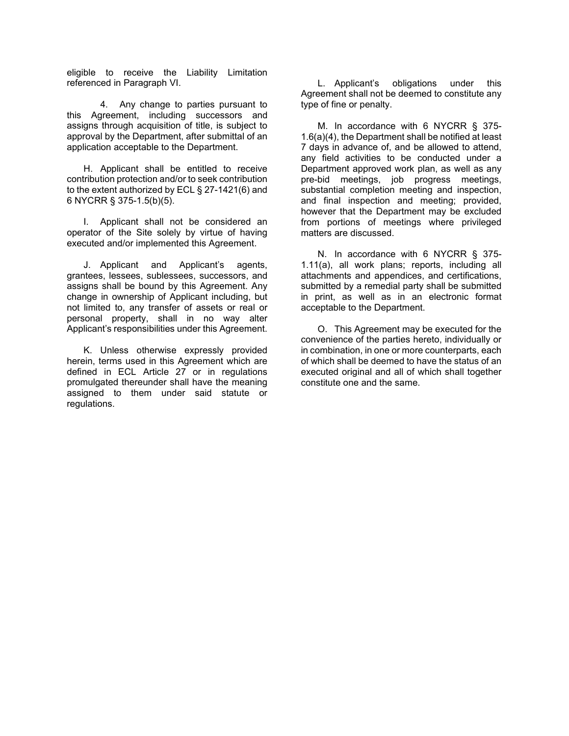eligible to receive the Liability Limitation referenced in Paragraph VI.

4. Any change to parties pursuant to this Agreement, including successors and assigns through acquisition of title, is subject to approval by the Department, after submittal of an application acceptable to the Department.

H. Applicant shall be entitled to receive contribution protection and/or to seek contribution to the extent authorized by ECL § 27-1421(6) and 6 NYCRR § 375-1.5(b)(5).

I. Applicant shall not be considered an operator of the Site solely by virtue of having executed and/or implemented this Agreement.

J. Applicant and Applicant's agents, grantees, lessees, sublessees, successors, and assigns shall be bound by this Agreement. Any change in ownership of Applicant including, but not limited to, any transfer of assets or real or personal property, shall in no way alter Applicant's responsibilities under this Agreement.

K. Unless otherwise expressly provided herein, terms used in this Agreement which are defined in ECL Article 27 or in regulations promulgated thereunder shall have the meaning assigned to them under said statute or regulations.

L. Applicant's obligations under this Agreement shall not be deemed to constitute any type of fine or penalty.

M. In accordance with 6 NYCRR § 375-1.6(a)(4), the Department shall be notified at least 7 days in advance of, and be allowed to attend, any field activities to be conducted under a Department approved work plan, as well as any pre-bid meetings, job progress meetings, substantial completion meeting and inspection, and final inspection and meeting; provided, however that the Department may be excluded from portions of meetings where privileged matters are discussed.

N. In accordance with 6 NYCRR § 375-1.11(a), all work plans; reports, including all attachments and appendices, and certifications, submitted by a remedial party shall be submitted in print, as well as in an electronic format acceptable to the Department.

O. This Agreement may be executed for the convenience of the parties hereto, individually or in combination, in one or more counterparts, each of which shall be deemed to have the status of an executed original and all of which shall together constitute one and the same.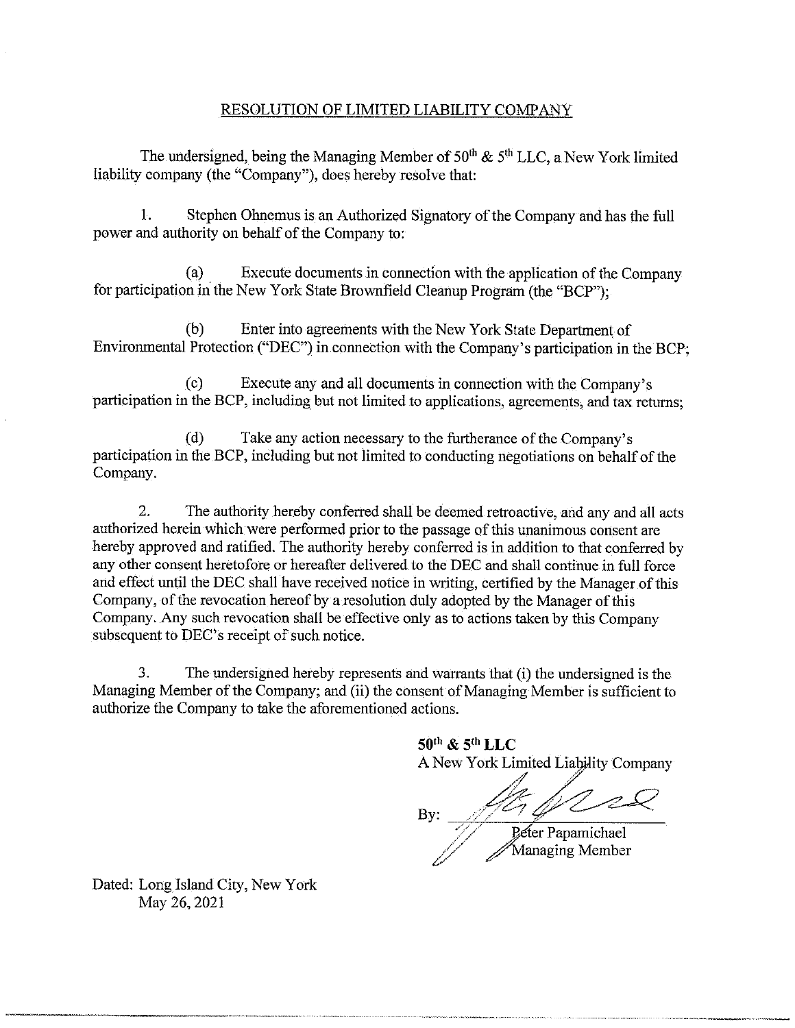RESOLUTION OF LIMITED LIABILITY COMPANY

The undersigned, being the Managing Member of 50th & 5th LLC, a New York limited liability company (the "Company"), does hereby resolve that:

1. Stephen Ohnemus is an Authorized Signatory of the Company and has the full power and authority on behalf of the Company to:

(a) Execute documents in connection with the application of the Company for participation in the New York State Brownfield Cleanup Program (the "BCP");

(b) Enter into agreements with the New York State Department of Environmental Protection ("DEC") in connection with the Company's participation in the BCP;

(c) Execute any and all documents in connection with the Company's participation in the BCP, including but not limited to applications, agreements, and tax returns;

(d) Take any action necessary to the furtherance of the Company's participation in the BCP, including but not limited to conducting negotiations on behalf of the Company.

2. The authority hereby conferred shall be deemed retroactive, and any and all acts authorized herein which were performed prior to the passage of this unanimous consent are hereby approved and ratified. The authority hereby conferred is in addition to that conferred by any other consent heretofore or hereafter delivered to the DEC and shall continue in full force and effect until the DEC shall have received notice in writing, certified by the Manager of this Company, of the revocation hereof by a resolution duly adopted by the Manager of this Company. Any such revocation shall be effective only as to actions taken by this Company subsequent to DEC's receipt of such notice.

3. The undersigned hereby represents and warrants that (i) the undersigned is the Managing Member of the Company; and (ii) the consent of Managing Member is sufficient to authorize the Company to take the aforementioned actions.

**50th & 5th LLC**
A New York Limited Liability Company

By: ______________________
Peter Papamichael
Managing Member

Dated: Long Island City, New York
May 26, 2021